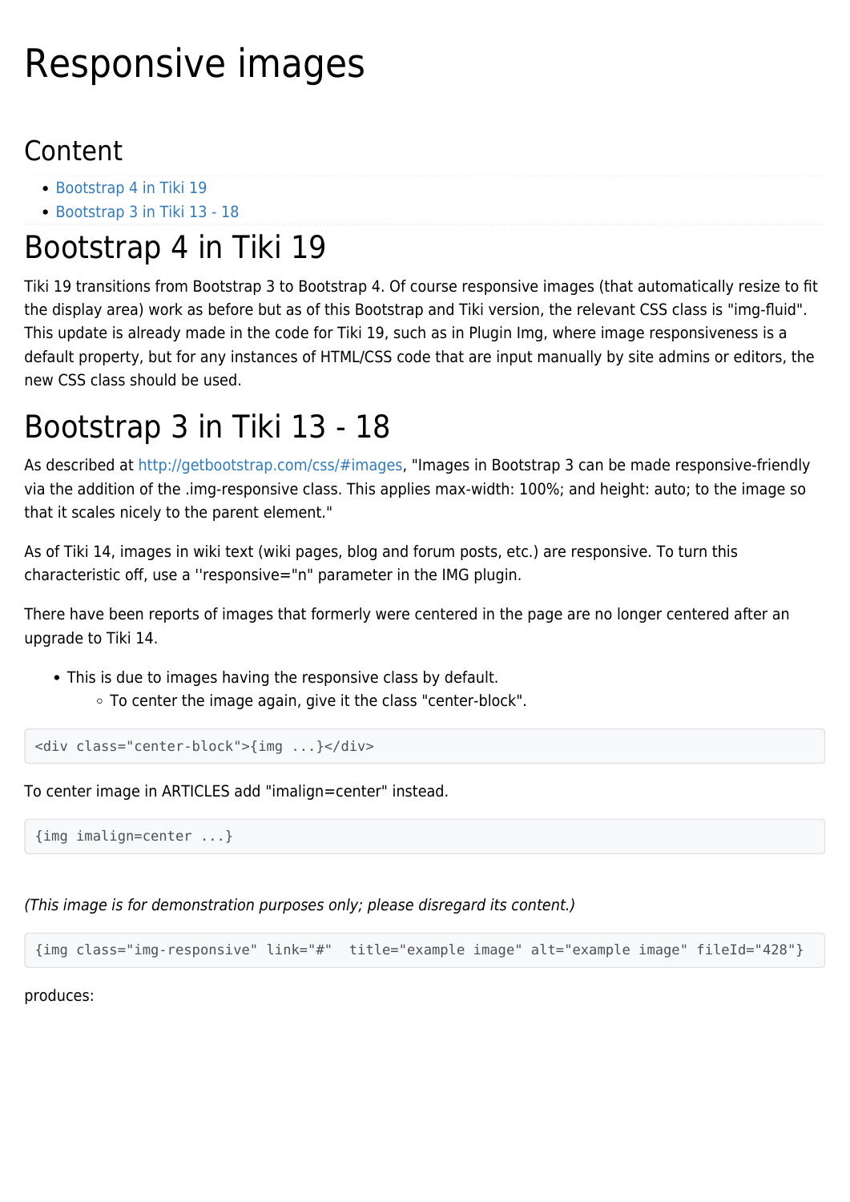# Responsive images

## Content

- Bootstrap 4 in Tiki 19
- Bootstrap 3 in Tiki 13 - 18

# Bootstrap 4 in Tiki 19

Tiki 19 transitions from Bootstrap 3 to Bootstrap 4. Of course responsive images (that automatically resize to fit the display area) work as before but as of this Bootstrap and Tiki version, the relevant CSS class is "img-fluid". This update is already made in the code for Tiki 19, such as in Plugin Img, where image responsiveness is a default property, but for any instances of HTML/CSS code that are input manually by site admins or editors, the new CSS class should be used.

# Bootstrap 3 in Tiki 13 - 18

As described at http://getbootstrap.com/css/#images, "Images in Bootstrap 3 can be made responsive-friendly via the addition of the .img-responsive class. This applies max-width: 100%; and height: auto; to the image so that it scales nicely to the parent element."

As of Tiki 14, images in wiki text (wiki pages, blog and forum posts, etc.) are responsive. To turn this characteristic off, use a ''responsive="n" parameter in the IMG plugin.

There have been reports of images that formerly were centered in the page are no longer centered after an upgrade to Tiki 14.

- This is due to images having the responsive class by default.
  - To center the image again, give it the class "center-block".

```
<div class="center-block">{img ...}</div>
```

To center image in ARTICLES add "imalign=center" instead.

```
{img imalign=center ...}
```

*(This image is for demonstration purposes only; please disregard its content.)*

```
{img class="img-responsive" link="#"  title="example image" alt="example image" fileId="428"}
```

produces: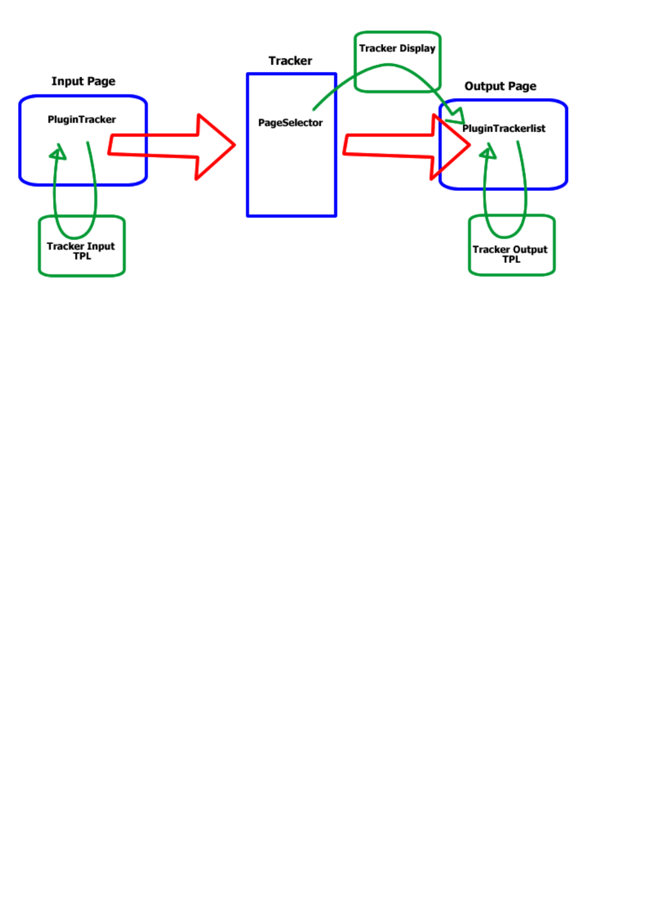Input Page

PluginTracker

Tracker Input TPL

Tracker

PageSelector

Tracker Display

Output Page

PluginTrackerlist

Tracker Output TPL